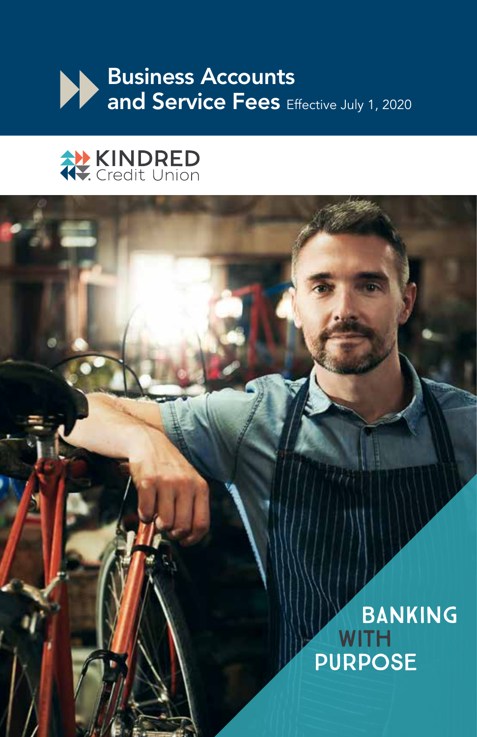# Business Accounts and Service Fees

Effective July 1, 2020

KINDRED Credit Union

BANKING WITH PURPOSE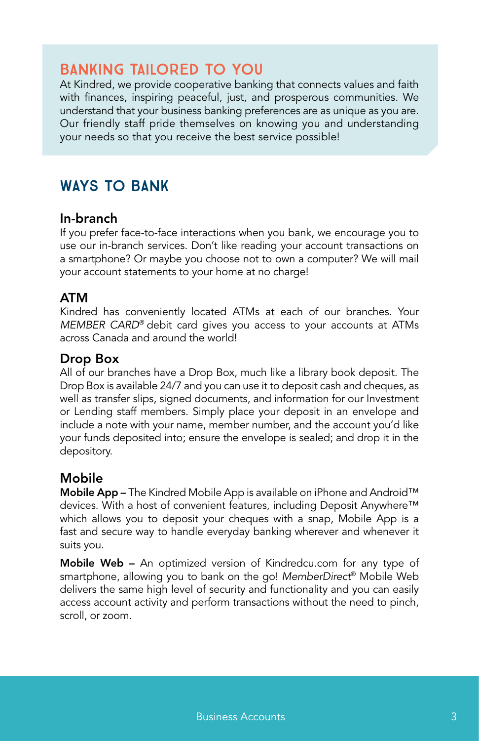## BANKING TAILORED TO YOU

At Kindred, we provide cooperative banking that connects values and faith with finances, inspiring peaceful, just, and prosperous communities. We understand that your business banking preferences are as unique as you are. Our friendly staff pride themselves on knowing you and understanding your needs so that you receive the best service possible!

## WAYS TO BANK

### In-branch

If you prefer face-to-face interactions when you bank, we encourage you to use our in-branch services. Don't like reading your account transactions on a smartphone? Or maybe you choose not to own a computer? We will mail your account statements to your home at no charge!

### ATM

Kindred has conveniently located ATMs at each of our branches. Your *MEMBER CARD®* debit card gives you access to your accounts at ATMs across Canada and around the world!

### Drop Box

All of our branches have a Drop Box, much like a library book deposit. The Drop Box is available 24/7 and you can use it to deposit cash and cheques, as well as transfer slips, signed documents, and information for our Investment or Lending staff members. Simply place your deposit in an envelope and include a note with your name, member number, and the account you'd like your funds deposited into; ensure the envelope is sealed; and drop it in the depository.

### Mobile

**Mobile App –** The Kindred Mobile App is available on iPhone and Android™ devices. With a host of convenient features, including Deposit Anywhere™ which allows you to deposit your cheques with a snap, Mobile App is a fast and secure way to handle everyday banking wherever and whenever it suits you.

**Mobile Web –** An optimized version of Kindredcu.com for any type of smartphone, allowing you to bank on the go! *MemberDirect®* Mobile Web delivers the same high level of security and functionality and you can easily access account activity and perform transactions without the need to pinch, scroll, or zoom.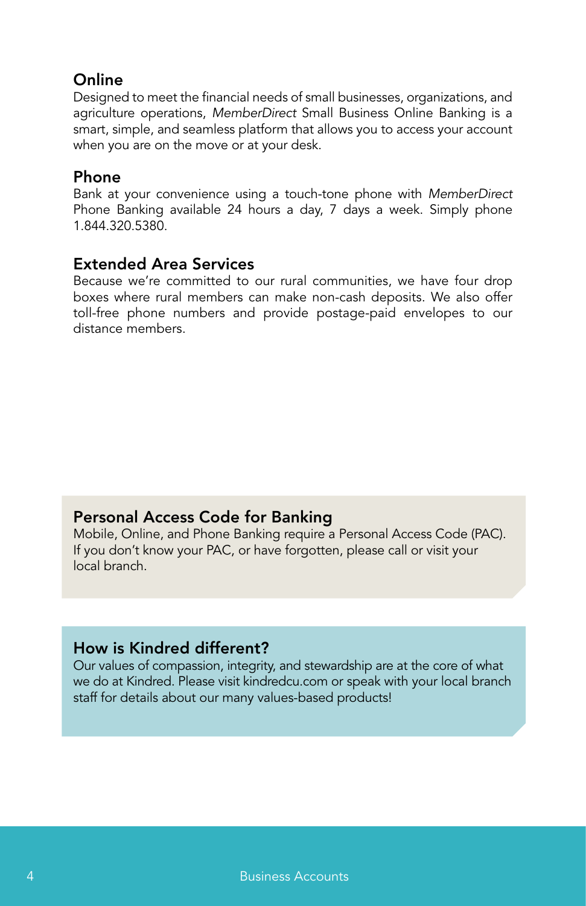## Online

Designed to meet the financial needs of small businesses, organizations, and agriculture operations, *MemberDirect* Small Business Online Banking is a smart, simple, and seamless platform that allows you to access your account when you are on the move or at your desk.

## Phone

Bank at your convenience using a touch-tone phone with *MemberDirect* Phone Banking available 24 hours a day, 7 days a week. Simply phone 1.844.320.5380.

## Extended Area Services

Because we're committed to our rural communities, we have four drop boxes where rural members can make non-cash deposits. We also offer toll-free phone numbers and provide postage-paid envelopes to our distance members.

## Personal Access Code for Banking

Mobile, Online, and Phone Banking require a Personal Access Code (PAC). If you don't know your PAC, or have forgotten, please call or visit your local branch.

## How is Kindred different?

Our values of compassion, integrity, and stewardship are at the core of what we do at Kindred. Please visit kindredcu.com or speak with your local branch staff for details about our many values-based products!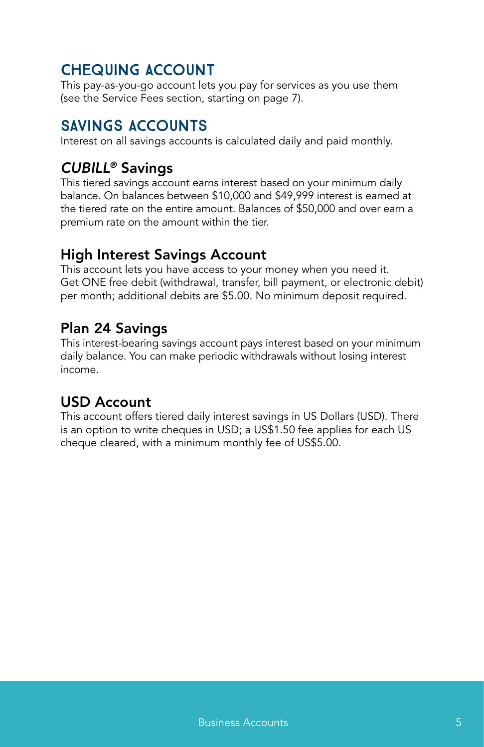## CHEQUING ACCOUNT

This pay-as-you-go account lets you pay for services as you use them (see the Service Fees section, starting on page 7).

## SAVINGS ACCOUNTS

Interest on all savings accounts is calculated daily and paid monthly.

### *CUBILL®* Savings

This tiered savings account earns interest based on your minimum daily balance. On balances between $10,000 and $49,999 interest is earned at the tiered rate on the entire amount. Balances of $50,000 and over earn a premium rate on the amount within the tier.

### High Interest Savings Account

This account lets you have access to your money when you need it. Get ONE free debit (withdrawal, transfer, bill payment, or electronic debit) per month; additional debits are $5.00. No minimum deposit required.

### Plan 24 Savings

This interest-bearing savings account pays interest based on your minimum daily balance. You can make periodic withdrawals without losing interest income.

### USD Account

This account offers tiered daily interest savings in US Dollars (USD). There is an option to write cheques in USD; a US$1.50 fee applies for each US cheque cleared, with a minimum monthly fee of US$5.00.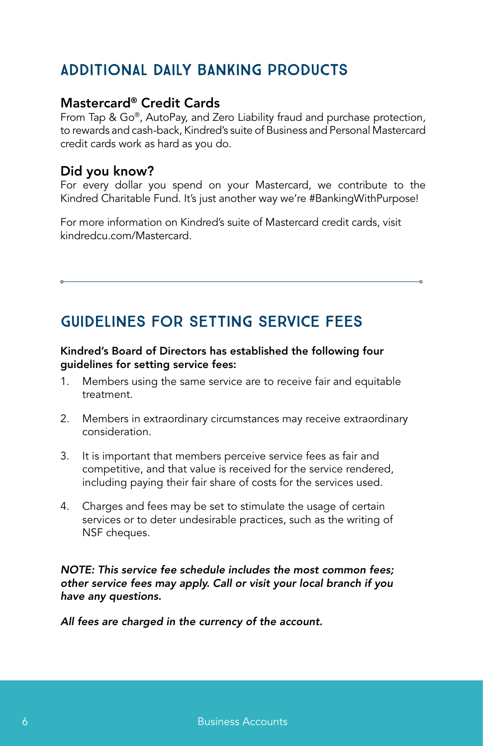## ADDITIONAL DAILY BANKING PRODUCTS

### Mastercard® Credit Cards

From Tap & Go®, AutoPay, and Zero Liability fraud and purchase protection, to rewards and cash-back, Kindred's suite of Business and Personal Mastercard credit cards work as hard as you do.

### Did you know?

For every dollar you spend on your Mastercard, we contribute to the Kindred Charitable Fund. It's just another way we're #BankingWithPurpose!

For more information on Kindred's suite of Mastercard credit cards, visit kindredcu.com/Mastercard.

---

## GUIDELINES FOR SETTING SERVICE FEES

**Kindred's Board of Directors has established the following four guidelines for setting service fees:**

1. Members using the same service are to receive fair and equitable treatment.
2. Members in extraordinary circumstances may receive extraordinary consideration.
3. It is important that members perceive service fees as fair and competitive, and that value is received for the service rendered, including paying their fair share of costs for the services used.
4. Charges and fees may be set to stimulate the usage of certain services or to deter undesirable practices, such as the writing of NSF cheques.

***NOTE: This service fee schedule includes the most common fees; other service fees may apply. Call or visit your local branch if you have any questions.***

***All fees are charged in the currency of the account.***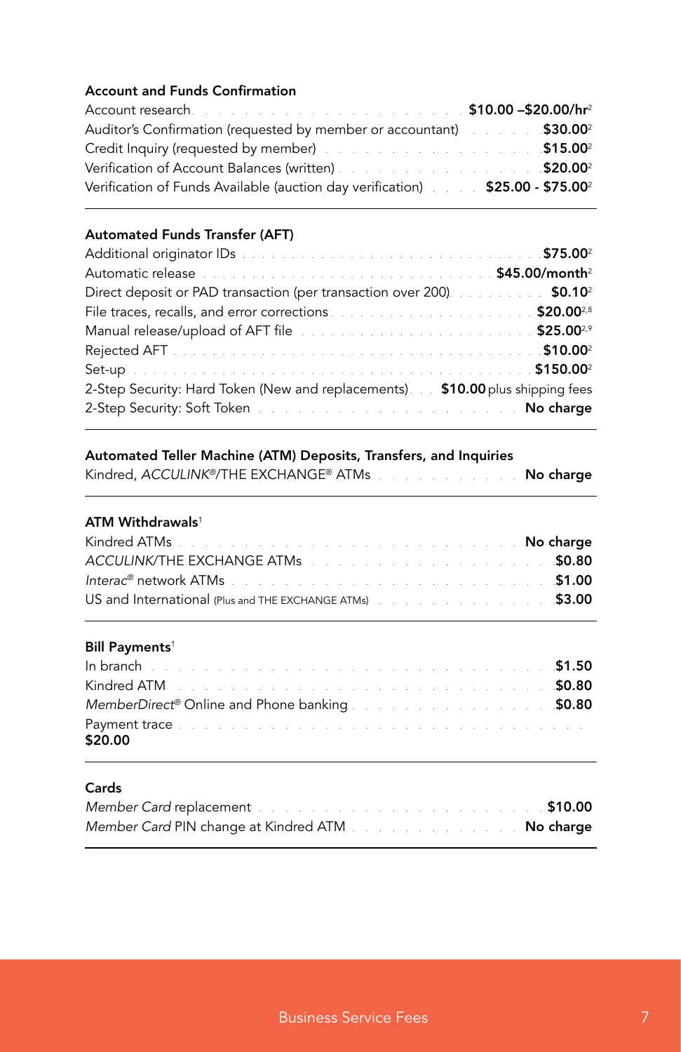### Account and Funds Confirmation

| | |
|---|---|
| Account research | **$10.00 –$20.00/hr**[2] |
| Auditor's Confirmation (requested by member or accountant) | **$30.00**[2] |
| Credit Inquiry (requested by member) | **$15.00**[2] |
| Verification of Account Balances (written) | **$20.00**[2] |
| Verification of Funds Available (auction day verification) | **$25.00 - $75.00**[2] |

### Automated Funds Transfer (AFT)

| | |
|---|---|
| Additional originator IDs | **$75.00**[2] |
| Automatic release | **$45.00/month**[2] |
| Direct deposit or PAD transaction (per transaction over 200) | **$0.10**[2] |
| File traces, recalls, and error corrections | **$20.00**[2,8] |
| Manual release/upload of AFT file | **$25.00**[2,9] |
| Rejected AFT | **$10.00**[2] |
| Set-up | **$150.00**[2] |
| 2-Step Security: Hard Token (New and replacements) | **$10.00** plus shipping fees |
| 2-Step Security: Soft Token | **No charge** |

### Automated Teller Machine (ATM) Deposits, Transfers, and Inquiries

| | |
|---|---|
| Kindred, *ACCULINK*®/THE EXCHANGE® ATMs | **No charge** |

### ATM Withdrawals[1]

| | |
|---|---|
| Kindred ATMs | **No charge** |
| *ACCULINK*/THE EXCHANGE ATMs | **$0.80** |
| *Interac*® network ATMs | **$1.00** |
| US and International (Plus and THE EXCHANGE ATMs) | **$3.00** |

### Bill Payments[1]

| | |
|---|---|
| In branch | **$1.50** |
| Kindred ATM | **$0.80** |
| *MemberDirect*® Online and Phone banking | **$0.80** |
| Payment trace | **$20.00** |

### Cards

| | |
|---|---|
| *Member Card* replacement | **$10.00** |
| *Member Card* PIN change at Kindred ATM | **No charge** |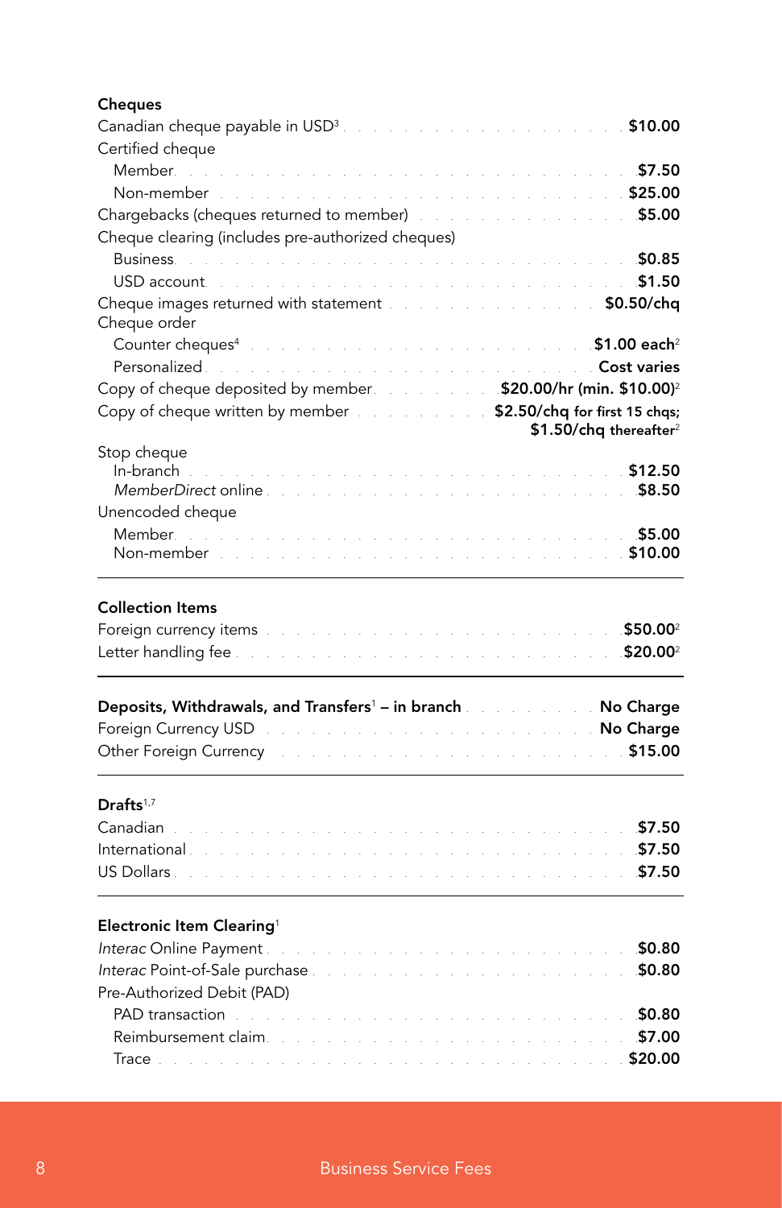### Cheques

| | |
|---|---|
| Canadian cheque payable in USD[3] | $10.00 |
| Certified cheque | |
| Member | $7.50 |
| Non-member | $25.00 |
| Chargebacks (cheques returned to member) | $5.00 |
| Cheque clearing (includes pre-authorized cheques) | |
| Business | $0.85 |
| USD account | $1.50 |
| Cheque images returned with statement | $0.50/chq |
| Cheque order | |
| Counter cheques[4] | $1.00 each[2] |
| Personalized | Cost varies |
| Copy of cheque deposited by member | $20.00/hr (min. $10.00)[2] |
| Copy of cheque written by member | $2.50/chq for first 15 chqs; $1.50/chq thereafter[2] |
| Stop cheque | |
| In-branch | $12.50 |
| *MemberDirect* online | $8.50 |
| Unencoded cheque | |
| Member | $5.00 |
| Non-member | $10.00 |

### Collection Items

| | |
|---|---|
| Foreign currency items | $50.00[2] |
| Letter handling fee | $20.00[2] |

### Deposits, Withdrawals, and Transfers[1] – in branch

| | |
|---|---|
| **Deposits, Withdrawals, and Transfers[1] – in branch** | **No Charge** |
| Foreign Currency USD | No Charge |
| Other Foreign Currency | $15.00 |

### Drafts[1,7]

| | |
|---|---|
| Canadian | $7.50 |
| International | $7.50 |
| US Dollars | $7.50 |

### Electronic Item Clearing[1]

| | |
|---|---|
| *Interac* Online Payment | $0.80 |
| *Interac* Point-of-Sale purchase | $0.80 |
| Pre-Authorized Debit (PAD) | |
| PAD transaction | $0.80 |
| Reimbursement claim | $7.00 |
| Trace | $20.00 |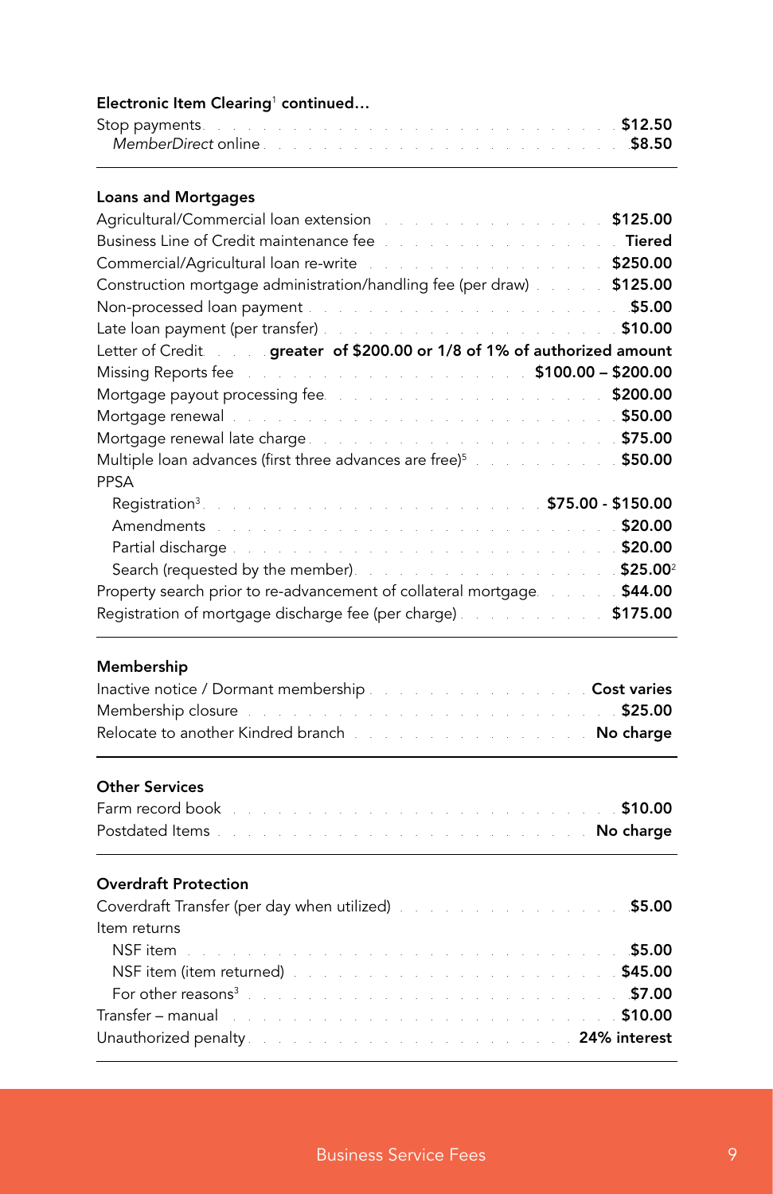### Electronic Item Clearing[1] continued...

| | |
|---|---|
| Stop payments | **$12.50** |
| *MemberDirect* online | **$8.50** |

### Loans and Mortgages

| | |
|---|---|
| Agricultural/Commercial loan extension | **$125.00** |
| Business Line of Credit maintenance fee | **Tiered** |
| Commercial/Agricultural loan re-write | **$250.00** |
| Construction mortgage administration/handling fee (per draw) | **$125.00** |
| Non-processed loan payment | **$5.00** |
| Late loan payment (per transfer) | **$10.00** |
| Letter of Credit | **greater of $200.00 or 1/8 of 1% of authorized amount** |
| Missing Reports fee | **$100.00 – $200.00** |
| Mortgage payout processing fee | **$200.00** |
| Mortgage renewal | **$50.00** |
| Mortgage renewal late charge | **$75.00** |
| Multiple loan advances (first three advances are free)[5] | **$50.00** |
| PPSA | |
| Registration[3] | **$75.00 - $150.00** |
| Amendments | **$20.00** |
| Partial discharge | **$20.00** |
| Search (requested by the member) | **$25.00**[2] |
| Property search prior to re-advancement of collateral mortgage | **$44.00** |
| Registration of mortgage discharge fee (per charge) | **$175.00** |

### Membership

| | |
|---|---|
| Inactive notice / Dormant membership | **Cost varies** |
| Membership closure | **$25.00** |
| Relocate to another Kindred branch | **No charge** |

### Other Services

| | |
|---|---|
| Farm record book | **$10.00** |
| Postdated Items | **No charge** |

### Overdraft Protection

| | |
|---|---|
| Coverdraft Transfer (per day when utilized) | **$5.00** |
| Item returns | |
| NSF item | **$5.00** |
| NSF item (item returned) | **$45.00** |
| For other reasons[3] | **$7.00** |
| Transfer – manual | **$10.00** |
| Unauthorized penalty | **24% interest** |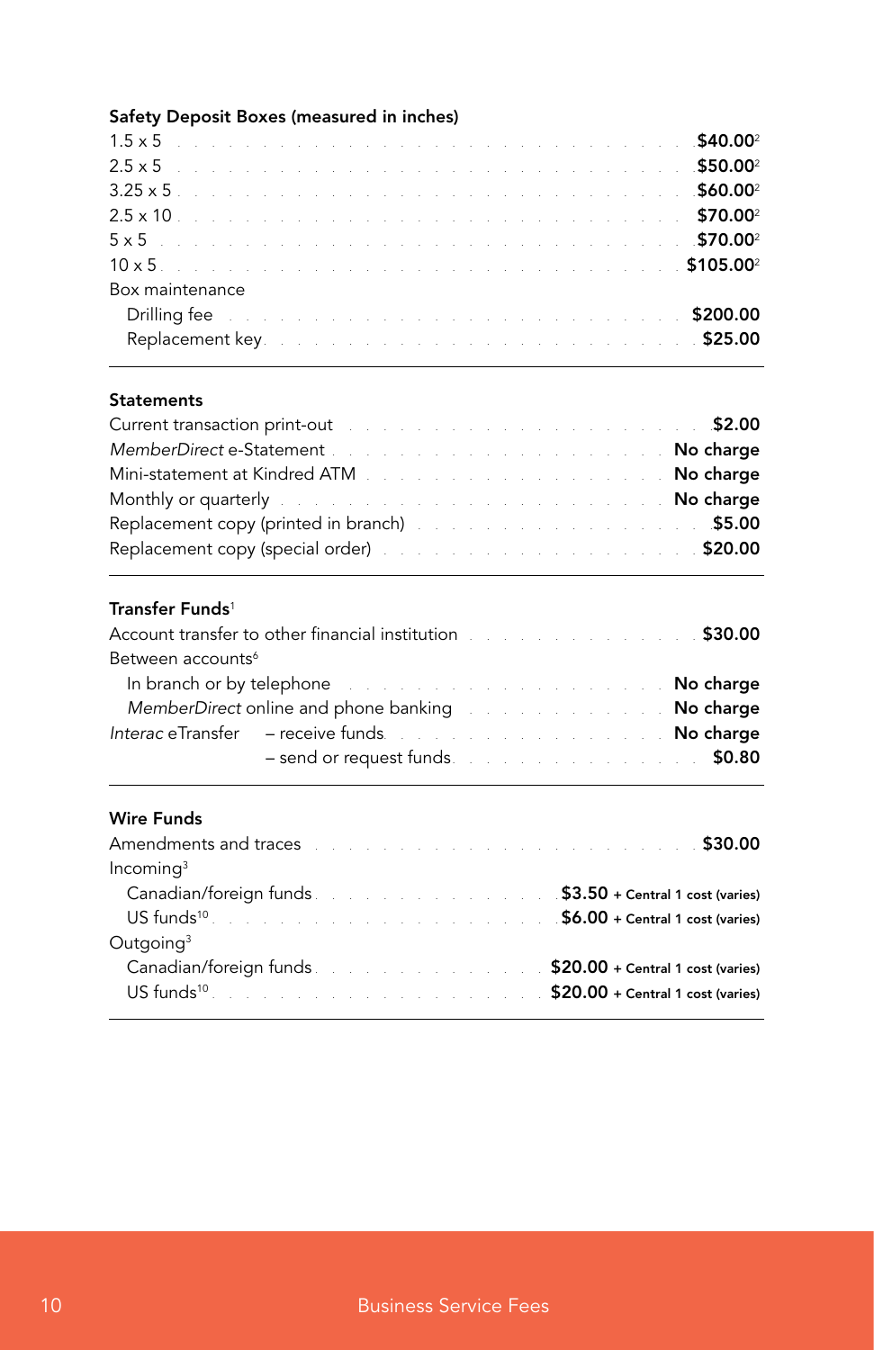### Safety Deposit Boxes (measured in inches)

| Item | Fee |
|---|---|
| 1.5 x 5 | **$40.00**[2] |
| 2.5 x 5 | **$50.00**[2] |
| 3.25 x 5 | **$60.00**[2] |
| 2.5 x 10 | **$70.00**[2] |
| 5 x 5 | **$70.00**[2] |
| 10 x 5 | **$105.00**[2] |
| Box maintenance | |
| Drilling fee | **$200.00** |
| Replacement key | **$25.00** |

### Statements

| Item | Fee |
|---|---|
| Current transaction print-out | **$2.00** |
| *MemberDirect* e-Statement | **No charge** |
| Mini-statement at Kindred ATM | **No charge** |
| Monthly or quarterly | **No charge** |
| Replacement copy (printed in branch) | **$5.00** |
| Replacement copy (special order) | **$20.00** |

### Transfer Funds[1]

| Item | Fee |
|---|---|
| Account transfer to other financial institution | **$30.00** |
| Between accounts[6] | |
| In branch or by telephone | **No charge** |
| *MemberDirect* online and phone banking | **No charge** |
| *Interac* eTransfer – receive funds | **No charge** |
| *Interac* eTransfer – send or request funds | **$0.80** |

### Wire Funds

| Item | Fee |
|---|---|
| Amendments and traces | **$30.00** |
| Incoming[3] | |
| Canadian/foreign funds | **$3.50** + Central 1 cost (varies) |
| US funds[10] | **$6.00** + Central 1 cost (varies) |
| Outgoing[3] | |
| Canadian/foreign funds | **$20.00** + Central 1 cost (varies) |
| US funds[10] | **$20.00** + Central 1 cost (varies) |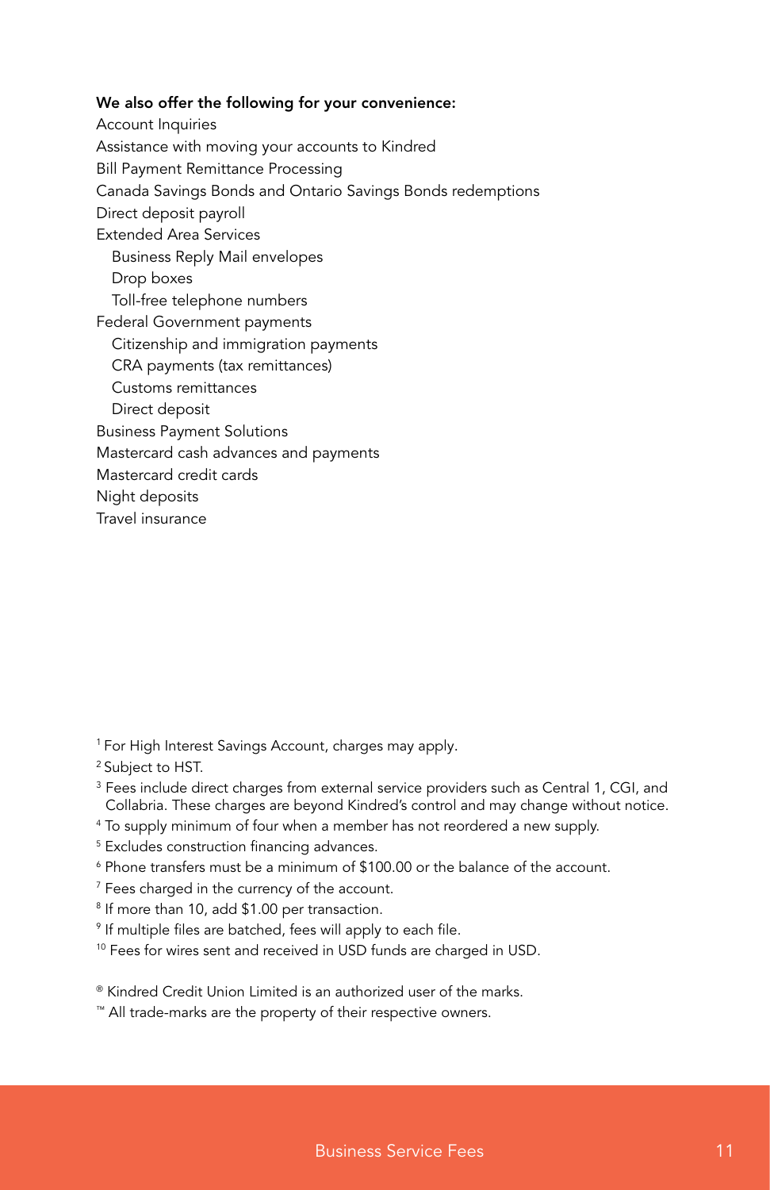**We also offer the following for your convenience:**

- Account Inquiries
- Assistance with moving your accounts to Kindred
- Bill Payment Remittance Processing
- Canada Savings Bonds and Ontario Savings Bonds redemptions
- Direct deposit payroll
- Extended Area Services
  - Business Reply Mail envelopes
  - Drop boxes
  - Toll-free telephone numbers
- Federal Government payments
  - Citizenship and immigration payments
  - CRA payments (tax remittances)
  - Customs remittances
  - Direct deposit
- Business Payment Solutions
- Mastercard cash advances and payments
- Mastercard credit cards
- Night deposits
- Travel insurance

[1] For High Interest Savings Account, charges may apply.

[2] Subject to HST.

[3] Fees include direct charges from external service providers such as Central 1, CGI, and Collabria. These charges are beyond Kindred's control and may change without notice.

[4] To supply minimum of four when a member has not reordered a new supply.

[5] Excludes construction financing advances.

[6] Phone transfers must be a minimum of $100.00 or the balance of the account.

[7] Fees charged in the currency of the account.

[8] If more than 10, add $1.00 per transaction.

[9] If multiple files are batched, fees will apply to each file.

[10] Fees for wires sent and received in USD funds are charged in USD.

® Kindred Credit Union Limited is an authorized user of the marks.

™ All trade-marks are the property of their respective owners.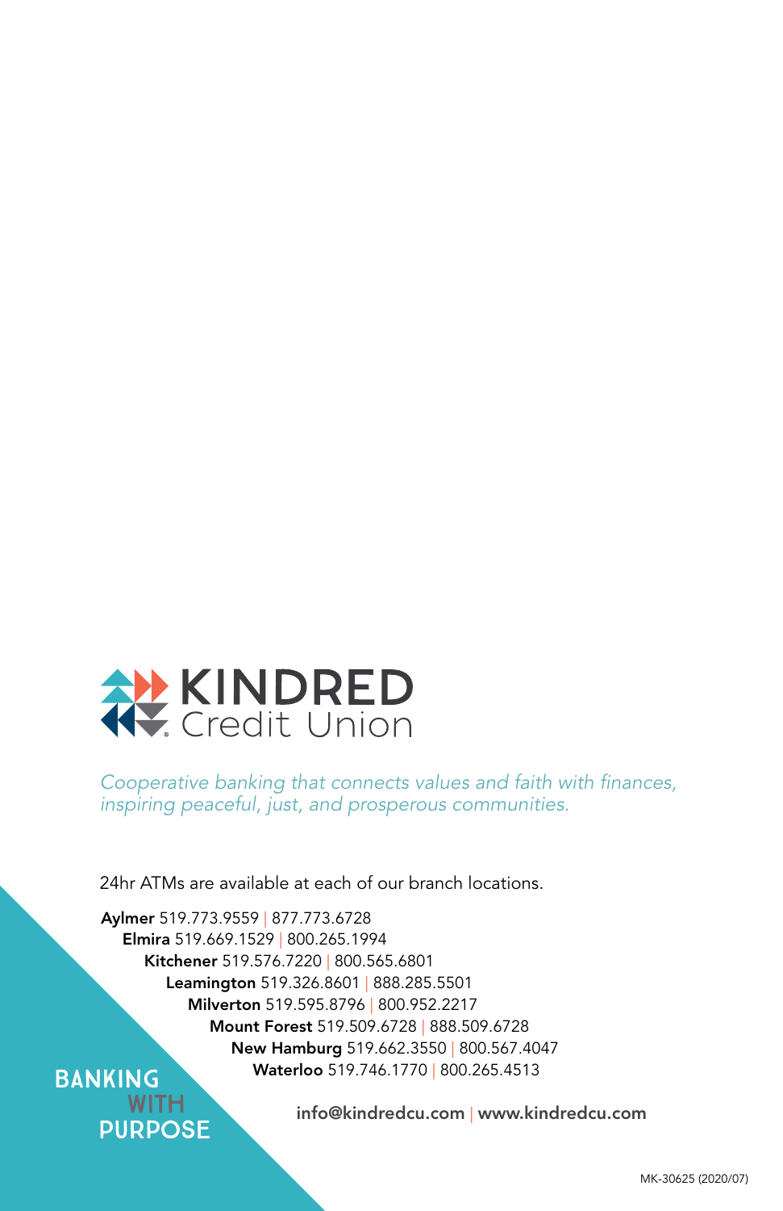KINDRED
Credit Union

*Cooperative banking that connects values and faith with finances, inspiring peaceful, just, and prosperous communities.*

24hr ATMs are available at each of our branch locations.

**Aylmer** 519.773.9559 | 877.773.6728
**Elmira** 519.669.1529 | 800.265.1994
**Kitchener** 519.576.7220 | 800.565.6801
**Leamington** 519.326.8601 | 888.285.5501
**Milverton** 519.595.8796 | 800.952.2217
**Mount Forest** 519.509.6728 | 888.509.6728
**New Hamburg** 519.662.3550 | 800.567.4047
**Waterloo** 519.746.1770 | 800.265.4513

**BANKING WITH PURPOSE**

**info@kindredcu.com** | **www.kindredcu.com**

MK-30625 (2020/07)